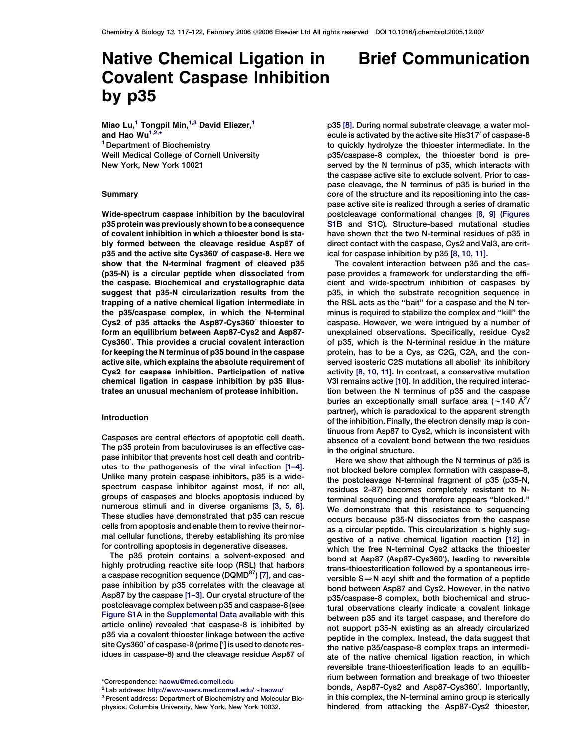# Native Chemical Ligation in Covalent Caspase Inhibition by p35

**Brief Communication**

Miao Lu,[1] Tongpil Min,[1,3] David Eliezer,[1] and Hao Wu[1,2,*]

[1] Department of Biochemistry
Weill Medical College of Cornell University
New York, New York 10021

## Summary

**Wide-spectrum caspase inhibition by the baculoviral p35 protein was previously shown to be a consequence of covalent inhibition in which a thioester bond is stably formed between the cleavage residue Asp87 of p35 and the active site Cys360′ of caspase-8. Here we show that the N-terminal fragment of cleaved p35 (p35-N) is a circular peptide when dissociated from the caspase. Biochemical and crystallographic data suggest that p35-N circularization results from the trapping of a native chemical ligation intermediate in the p35/caspase complex, in which the N-terminal Cys2 of p35 attacks the Asp87-Cys360′ thioester to form an equilibrium between Asp87-Cys2 and Asp87-Cys360′. This provides a crucial covalent interaction for keeping the N terminus of p35 bound in the caspase active site, which explains the absolute requirement of Cys2 for caspase inhibition. Participation of native chemical ligation in caspase inhibition by p35 illustrates an unusual mechanism of protease inhibition.**

## Introduction

Caspases are central effectors of apoptotic cell death. The p35 protein from baculoviruses is an effective caspase inhibitor that prevents host cell death and contributes to the pathogenesis of the viral infection [1–4]. Unlike many protein caspase inhibitors, p35 is a wide-spectrum caspase inhibitor against most, if not all, groups of caspases and blocks apoptosis induced by numerous stimuli and in diverse organisms [3, 5, 6]. These studies have demonstrated that p35 can rescue cells from apoptosis and enable them to revive their normal cellular functions, thereby establishing its promise for controlling apoptosis in degenerative diseases.

The p35 protein contains a solvent-exposed and highly protruding reactive site loop (RSL) that harbors a caspase recognition sequence (DQMD[87]) [7], and caspase inhibition by p35 correlates with the cleavage at Asp87 by the caspase [1–3]. Our crystal structure of the postcleavage complex between p35 and caspase-8 (see Figure S1A in the Supplemental Data available with this article online) revealed that caspase-8 is inhibited by p35 via a covalent thioester linkage between the active site Cys360′ of caspase-8 (prime [′] is used to denote residues in caspase-8) and the cleavage residue Asp87 of p35 [8]. During normal substrate cleavage, a water molecule is activated by the active site His317′ of caspase-8 to quickly hydrolyze the thioester intermediate. In the p35/caspase-8 complex, the thioester bond is preserved by the N terminus of p35, which interacts with the caspase active site to exclude solvent. Prior to caspase cleavage, the N terminus of p35 is buried in the core of the structure and its repositioning into the caspase active site is realized through a series of dramatic postcleavage conformational changes [8, 9] (Figures S1B and S1C). Structure-based mutational studies have shown that the two N-terminal residues of p35 in direct contact with the caspase, Cys2 and Val3, are critical for caspase inhibition by p35 [8, 10, 11].

The covalent interaction between p35 and the caspase provides a framework for understanding the efficient and wide-spectrum inhibition of caspases by p35, in which the substrate recognition sequence in the RSL acts as the "bait" for a caspase and the N terminus is required to stabilize the complex and "kill" the caspase. However, we were intrigued by a number of unexplained observations. Specifically, residue Cys2 of p35, which is the N-terminal residue in the mature protein, has to be a Cys, as C2G, C2A, and the conserved isosteric C2S mutations all abolish its inhibitory activity [8, 10, 11]. In contrast, a conservative mutation V3I remains active [10]. In addition, the required interaction between the N terminus of p35 and the caspase buries an exceptionally small surface area (~140 Å$^2$/partner), which is paradoxical to the apparent strength of the inhibition. Finally, the electron density map is continuous from Asp87 to Cys2, which is inconsistent with absence of a covalent bond between the two residues in the original structure.

Here we show that although the N terminus of p35 is not blocked before complex formation with caspase-8, the postcleavage N-terminal fragment of p35 (p35-N, residues 2–87) becomes completely resistant to N-terminal sequencing and therefore appears "blocked." We demonstrate that this resistance to sequencing occurs because p35-N dissociates from the caspase as a circular peptide. This circularization is highly suggestive of a native chemical ligation reaction [12] in which the free N-terminal Cys2 attacks the thioester bond at Asp87 (Asp87-Cys360′), leading to reversible trans-thioesterification followed by a spontaneous irreversible S⇒N acyl shift and the formation of a peptide bond between Asp87 and Cys2. However, in the native p35/caspase-8 complex, both biochemical and structural observations clearly indicate a covalent linkage between p35 and its target caspase, and therefore do not support p35-N existing as an already circularized peptide in the complex. Instead, the data suggest that the native p35/caspase-8 complex traps an intermediate of the native chemical ligation reaction, in which reversible trans-thioesterification leads to an equilibrium between formation and breakage of two thioester bonds, Asp87-Cys2 and Asp87-Cys360′. Importantly, in this complex, the N-terminal amino group is sterically hindered from attacking the Asp87-Cys2 thioester,

*Correspondence: haowu@med.cornell.edu
[2] Lab address: http://www-users.med.cornell.edu/~haowu/
[3] Present address: Department of Biochemistry and Molecular Biophysics, Columbia University, New York, New York 10032.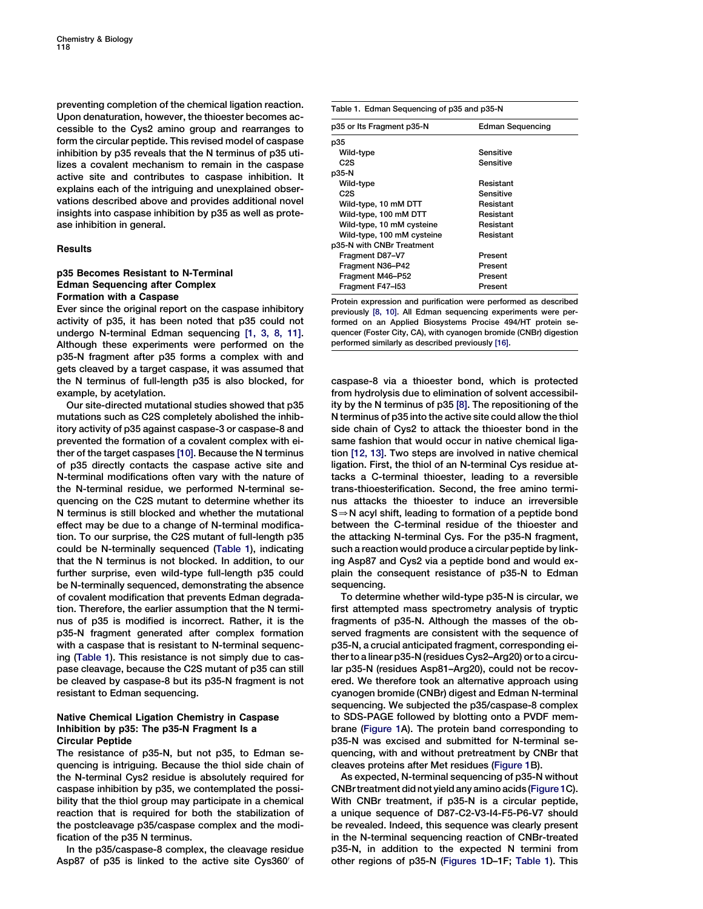preventing completion of the chemical ligation reaction. Upon denaturation, however, the thioester becomes accessible to the Cys2 amino group and rearranges to form the circular peptide. This revised model of caspase inhibition by p35 reveals that the N terminus of p35 utilizes a covalent mechanism to remain in the caspase active site and contributes to caspase inhibition. It explains each of the intriguing and unexplained observations described above and provides additional novel insights into caspase inhibition by p35 as well as protease inhibition in general.

## Results

### p35 Becomes Resistant to N-Terminal Edman Sequencing after Complex Formation with a Caspase

Ever since the original report on the caspase inhibitory activity of p35, it has been noted that p35 could not undergo N-terminal Edman sequencing [1, 3, 8, 11]. Although these experiments were performed on the p35-N fragment after p35 forms a complex with and gets cleaved by a target caspase, it was assumed that the N terminus of full-length p35 is also blocked, for example, by acetylation.

Our site-directed mutational studies showed that p35 mutations such as C2S completely abolished the inhibitory activity of p35 against caspase-3 or caspase-8 and prevented the formation of a covalent complex with either of the target caspases [10]. Because the N terminus of p35 directly contacts the caspase active site and N-terminal modifications often vary with the nature of the N-terminal residue, we performed N-terminal sequencing on the C2S mutant to determine whether its N terminus is still blocked and whether the mutational effect may be due to a change of N-terminal modification. To our surprise, the C2S mutant of full-length p35 could be N-terminally sequenced (Table 1), indicating that the N terminus is not blocked. In addition, to our further surprise, even wild-type full-length p35 could be N-terminally sequenced, demonstrating the absence of covalent modification that prevents Edman degradation. Therefore, the earlier assumption that the N terminus of p35 is modified is incorrect. Rather, it is the p35-N fragment generated after complex formation with a caspase that is resistant to N-terminal sequencing (Table 1). This resistance is not simply due to caspase cleavage, because the C2S mutant of p35 can still be cleaved by caspase-8 but its p35-N fragment is not resistant to Edman sequencing.

Table 1. Edman Sequencing of p35 and p35-N

| p35 or Its Fragment p35-N | Edman Sequencing |
| --- | --- |
| p35 | |
| Wild-type | Sensitive |
| C2S | Sensitive |
| p35-N | |
| Wild-type | Resistant |
| C2S | Sensitive |
| Wild-type, 10 mM DTT | Resistant |
| Wild-type, 100 mM DTT | Resistant |
| Wild-type, 10 mM cysteine | Resistant |
| Wild-type, 100 mM cysteine | Resistant |
| p35-N with CNBr Treatment | |
| Fragment D87–V7 | Present |
| Fragment N36–P42 | Present |
| Fragment M46–P52 | Present |
| Fragment F47–I53 | Present |

Protein expression and purification were performed as described previously [8, 10]. All Edman sequencing experiments were performed on an Applied Biosystems Procise 494/HT protein sequencer (Foster City, CA), with cyanogen bromide (CNBr) digestion performed similarly as described previously [16].

### Native Chemical Ligation Chemistry in Caspase Inhibition by p35: The p35-N Fragment Is a Circular Peptide

The resistance of p35-N, but not p35, to Edman sequencing is intriguing. Because the thiol side chain of the N-terminal Cys2 residue is absolutely required for caspase inhibition by p35, we contemplated the possibility that the thiol group may participate in a chemical reaction that is required for both the stabilization of the postcleavage p35/caspase complex and the modification of the p35 N terminus.

In the p35/caspase-8 complex, the cleavage residue Asp87 of p35 is linked to the active site Cys360′ of caspase-8 via a thioester bond, which is protected from hydrolysis due to elimination of solvent accessibility by the N terminus of p35 [8]. The repositioning of the N terminus of p35 into the active site could allow the thiol side chain of Cys2 to attack the thioester bond in the same fashion that would occur in native chemical ligation [12, 13]. Two steps are involved in native chemical ligation. First, the thiol of an N-terminal Cys residue attacks a C-terminal thioester, leading to a reversible trans-thioesterification. Second, the free amino terminus attacks the thioester to induce an irreversible S⇒N acyl shift, leading to formation of a peptide bond between the C-terminal residue of the thioester and the attacking N-terminal Cys. For the p35-N fragment, such a reaction would produce a circular peptide by linking Asp87 and Cys2 via a peptide bond and would explain the consequent resistance of p35-N to Edman sequencing.

To determine whether wild-type p35-N is circular, we first attempted mass spectrometry analysis of tryptic fragments of p35-N. Although the masses of the observed fragments are consistent with the sequence of p35-N, a crucial anticipated fragment, corresponding either to a linear p35-N (residues Cys2–Arg20) or to a circular p35-N (residues Asp81–Arg20), could not be recovered. We therefore took an alternative approach using cyanogen bromide (CNBr) digest and Edman N-terminal sequencing. We subjected the p35/caspase-8 complex to SDS-PAGE followed by blotting onto a PVDF membrane (Figure 1A). The protein band corresponding to p35-N was excised and submitted for N-terminal sequencing, with and without pretreatment by CNBr that cleaves proteins after Met residues (Figure 1B).

As expected, N-terminal sequencing of p35-N without CNBr treatment did not yield any amino acids (Figure 1C). With CNBr treatment, if p35-N is a circular peptide, a unique sequence of D87-C2-V3-I4-F5-P6-V7 should be revealed. Indeed, this sequence was clearly present in the N-terminal sequencing reaction of CNBr-treated p35-N, in addition to the expected N termini from other regions of p35-N (Figures 1D–1F; Table 1). This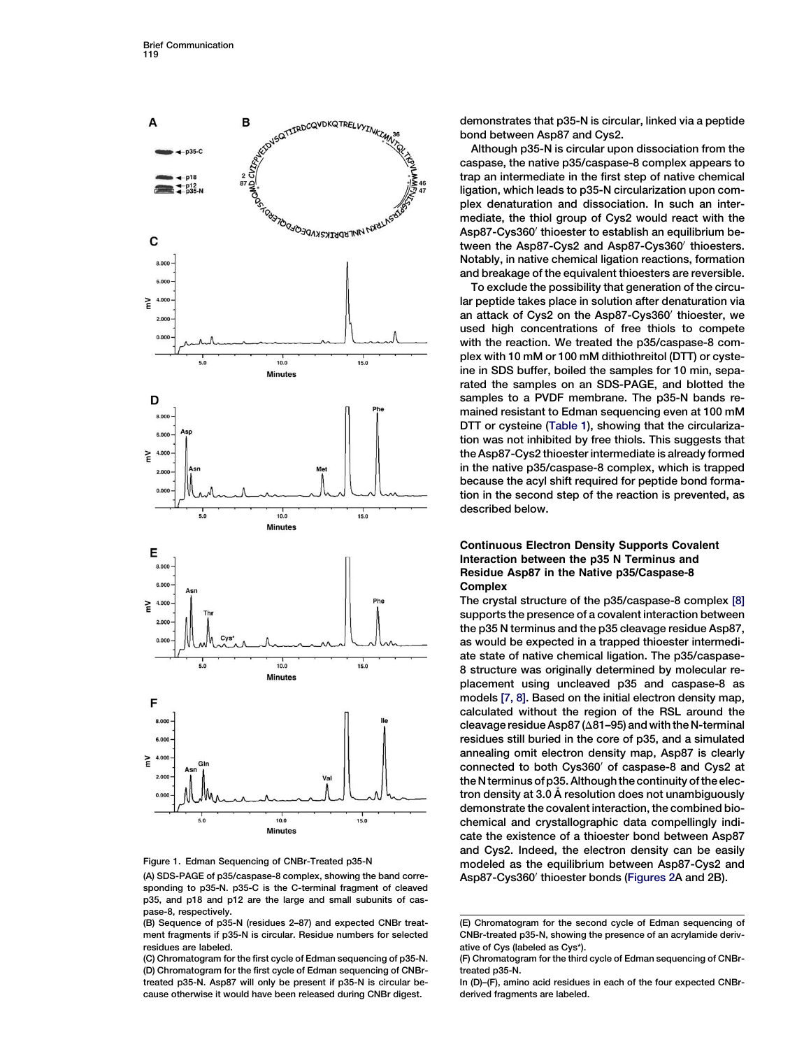A

p35-C

p18

p12

p35-N

B

36

46

47

2

87

C

8.000

6.000

4.000

2.000

0.000

mV

5.0

10.0

15.0

Minutes

D

Asp

Asn

Met

Phe

8.000

6.000

4.000

2.000

0.000

mV

5.0

10.0

15.0

Minutes

E

Asn

Thr

Cys*

Phe

8.000

6.000

4.000

2.000

0.000

mV

5.0

10.0

15.0

Minutes

F

Asn

Gln

Val

Ile

8.000

6.000

4.000

2.000

0.000

mV

5.0

10.0

15.0

Minutes

Figure 1. Edman Sequencing of CNBr-Treated p35-N

(A) SDS-PAGE of p35/caspase-8 complex, showing the band corresponding to p35-N. p35-C is the C-terminal fragment of cleaved p35, and p18 and p12 are the large and small subunits of caspase-8, respectively.

(B) Sequence of p35-N (residues 2–87) and expected CNBr treatment fragments if p35-N is circular. Residue numbers for selected residues are labeled.

(C) Chromatogram for the first cycle of Edman sequencing of p35-N.

(D) Chromatogram for the first cycle of Edman sequencing of CNBr-treated p35-N. Asp87 will only be present if p35-N is circular because otherwise it would have been released during CNBr digest.

(E) Chromatogram for the second cycle of Edman sequencing of CNBr-treated p35-N, showing the presence of an acrylamide derivative of Cys (labeled as Cys*).

(F) Chromatogram for the third cycle of Edman sequencing of CNBr-treated p35-N.

In (D)–(F), amino acid residues in each of the four expected CNBr-derived fragments are labeled.

demonstrates that p35-N is circular, linked via a peptide bond between Asp87 and Cys2.

Although p35-N is circular upon dissociation from the caspase, the native p35/caspase-8 complex appears to trap an intermediate in the first step of native chemical ligation, which leads to p35-N circularization upon complex denaturation and dissociation. In such an intermediate, the thiol group of Cys2 would react with the Asp87-Cys360′ thioester to establish an equilibrium between the Asp87-Cys2 and Asp87-Cys360′ thioesters. Notably, in native chemical ligation reactions, formation and breakage of the equivalent thioesters are reversible.

To exclude the possibility that generation of the circular peptide takes place in solution after denaturation via an attack of Cys2 on the Asp87-Cys360′ thioester, we used high concentrations of free thiols to compete with the reaction. We treated the p35/caspase-8 complex with 10 mM or 100 mM dithiothreitol (DTT) or cysteine in SDS buffer, boiled the samples for 10 min, separated the samples on an SDS-PAGE, and blotted the samples to a PVDF membrane. The p35-N bands remained resistant to Edman sequencing even at 100 mM DTT or cysteine (Table 1), showing that the circularization was not inhibited by free thiols. This suggests that the Asp87-Cys2 thioester intermediate is already formed in the native p35/caspase-8 complex, which is trapped because the acyl shift required for peptide bond formation in the second step of the reaction is prevented, as described below.

## Continuous Electron Density Supports Covalent Interaction between the p35 N Terminus and Residue Asp87 in the Native p35/Caspase-8 Complex

The crystal structure of the p35/caspase-8 complex [8] supports the presence of a covalent interaction between the p35 N terminus and the p35 cleavage residue Asp87, as would be expected in a trapped thioester intermediate state of native chemical ligation. The p35/caspase-8 structure was originally determined by molecular replacement using uncleaved p35 and caspase-8 as models [7, 8]. Based on the initial electron density map, calculated without the region of the RSL around the cleavage residue Asp87 (Δ81–95) and with the N-terminal residues still buried in the core of p35, and a simulated annealing omit electron density map, Asp87 is clearly connected to both Cys360′ of caspase-8 and Cys2 at the N terminus of p35. Although the continuity of the electron density at 3.0 Å resolution does not unambiguously demonstrate the covalent interaction, the combined biochemical and crystallographic data compellingly indicate the existence of a thioester bond between Asp87 and Cys2. Indeed, the electron density can be easily modeled as the equilibrium between Asp87-Cys2 and Asp87-Cys360′ thioester bonds (Figures 2A and 2B).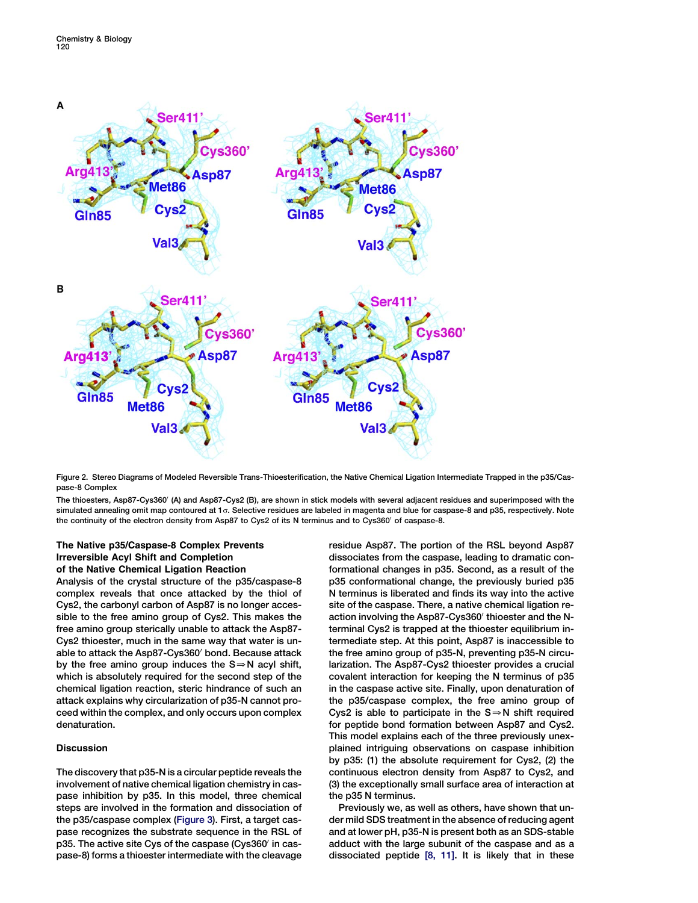A

Ser411'

Cys360'

Arg413'

Asp87

Met86

Gln85

Cys2

Val3

B

Ser411'

Cys360'

Arg413'

Asp87

Cys2

Gln85

Met86

Val3

Figure 2. Stereo Diagrams of Modeled Reversible Trans-Thioesterification, the Native Chemical Ligation Intermediate Trapped in the p35/Caspase-8 Complex

The thioesters, Asp87-Cys360′ (A) and Asp87-Cys2 (B), are shown in stick models with several adjacent residues and superimposed with the simulated annealing omit map contoured at 1σ. Selective residues are labeled in magenta and blue for caspase-8 and p35, respectively. Note the continuity of the electron density from Asp87 to Cys2 of its N terminus and to Cys360′ of caspase-8.

### The Native p35/Caspase-8 Complex Prevents Irreversible Acyl Shift and Completion of the Native Chemical Ligation Reaction

Analysis of the crystal structure of the p35/caspase-8 complex reveals that once attacked by the thiol of Cys2, the carbonyl carbon of Asp87 is no longer accessible to the free amino group of Cys2. This makes the free amino group sterically unable to attack the Asp87-Cys2 thioester, much in the same way that water is unable to attack the Asp87-Cys360′ bond. Because attack by the free amino group induces the S⇒N acyl shift, which is absolutely required for the second step of the chemical ligation reaction, steric hindrance of such an attack explains why circularization of p35-N cannot proceed within the complex, and only occurs upon complex denaturation.

## Discussion

The discovery that p35-N is a circular peptide reveals the involvement of native chemical ligation chemistry in caspase inhibition by p35. In this model, three chemical steps are involved in the formation and dissociation of the p35/caspase complex (Figure 3). First, a target caspase recognizes the substrate sequence in the RSL of p35. The active site Cys of the caspase (Cys360′ in caspase-8) forms a thioester intermediate with the cleavage residue Asp87. The portion of the RSL beyond Asp87 dissociates from the caspase, leading to dramatic conformational changes in p35. Second, as a result of the p35 conformational change, the previously buried p35 N terminus is liberated and finds its way into the active site of the caspase. There, a native chemical ligation reaction involving the Asp87-Cys360′ thioester and the N-terminal Cys2 is trapped at the thioester equilibrium intermediate step. At this point, Asp87 is inaccessible to the free amino group of p35-N, preventing p35-N circularization. The Asp87-Cys2 thioester provides a crucial covalent interaction for keeping the N terminus of p35 in the caspase active site. Finally, upon denaturation of the p35/caspase complex, the free amino group of Cys2 is able to participate in the S⇒N shift required for peptide bond formation between Asp87 and Cys2. This model explains each of the three previously unexplained intriguing observations on caspase inhibition by p35: (1) the absolute requirement for Cys2, (2) the continuous electron density from Asp87 to Cys2, and (3) the exceptionally small surface area of interaction at the p35 N terminus.

Previously we, as well as others, have shown that under mild SDS treatment in the absence of reducing agent and at lower pH, p35-N is present both as an SDS-stable adduct with the large subunit of the caspase and as a dissociated peptide [8, 11]. It is likely that in these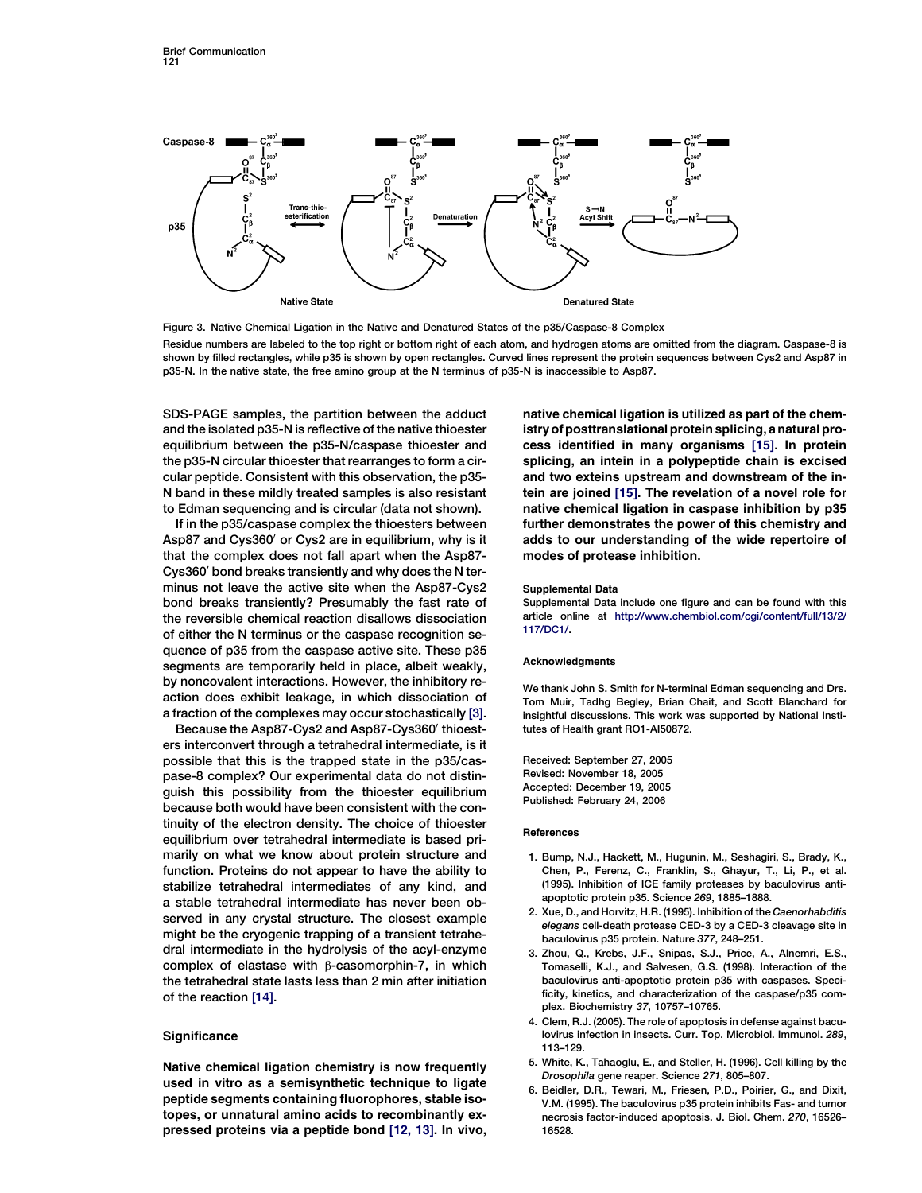Caspase-8

p35

Trans-thio-esterification

Denaturation

S→N Acyl Shift

Native State

Denatured State

Figure 3. Native Chemical Ligation in the Native and Denatured States of the p35/Caspase-8 Complex

Residue numbers are labeled to the top right or bottom right of each atom, and hydrogen atoms are omitted from the diagram. Caspase-8 is shown by filled rectangles, while p35 is shown by open rectangles. Curved lines represent the protein sequences between Cys2 and Asp87 in p35-N. In the native state, the free amino group at the N terminus of p35-N is inaccessible to Asp87.

SDS-PAGE samples, the partition between the adduct and the isolated p35-N is reflective of the native thioester equilibrium between the p35-N/caspase thioester and the p35-N circular thioester that rearranges to form a circular peptide. Consistent with this observation, the p35-N band in these mildly treated samples is also resistant to Edman sequencing and is circular (data not shown).

If in the p35/caspase complex the thioesters between Asp87 and Cys360′ or Cys2 are in equilibrium, why is it that the complex does not fall apart when the Asp87-Cys360′ bond breaks transiently and why does the N terminus not leave the active site when the Asp87-Cys2 bond breaks transiently? Presumably the fast rate of the reversible chemical reaction disallows dissociation of either the N terminus or the caspase recognition sequence of p35 from the caspase active site. These p35 segments are temporarily held in place, albeit weakly, by noncovalent interactions. However, the inhibitory reaction does exhibit leakage, in which dissociation of a fraction of the complexes may occur stochastically [3].

Because the Asp87-Cys2 and Asp87-Cys360′ thioesters interconvert through a tetrahedral intermediate, is it possible that this is the trapped state in the p35/caspase-8 complex? Our experimental data do not distinguish this possibility from the thioester equilibrium because both would have been consistent with the continuity of the electron density. The choice of thioester equilibrium over tetrahedral intermediate is based primarily on what we know about protein structure and function. Proteins do not appear to have the ability to stabilize tetrahedral intermediates of any kind, and a stable tetrahedral intermediate has never been observed in any crystal structure. The closest example might be the cryogenic trapping of a transient tetrahedral intermediate in the hydrolysis of the acyl-enzyme complex of elastase with β-casomorphin-7, in which the tetrahedral state lasts less than 2 min after initiation of the reaction [14].

## Significance

**Native chemical ligation chemistry is now frequently used in vitro as a semisynthetic technique to ligate peptide segments containing fluorophores, stable isotopes, or unnatural amino acids to recombinantly expressed proteins via a peptide bond [12, 13]. In vivo, native chemical ligation is utilized as part of the chemistry of posttranslational protein splicing, a natural process identified in many organisms [15]. In protein splicing, an intein in a polypeptide chain is excised and two exteins upstream and downstream of the intein are joined [15]. The revelation of a novel role for native chemical ligation in caspase inhibition by p35 further demonstrates the power of this chemistry and adds to our understanding of the wide repertoire of modes of protease inhibition.**

### Supplemental Data

Supplemental Data include one figure and can be found with this article online at http://www.chembiol.com/cgi/content/full/13/2/117/DC1/.

### Acknowledgments

We thank John S. Smith for N-terminal Edman sequencing and Drs. Tom Muir, Tadhg Begley, Brian Chait, and Scott Blanchard for insightful discussions. This work was supported by National Institutes of Health grant RO1-AI50872.

Received: September 27, 2005
Revised: November 18, 2005
Accepted: December 19, 2005
Published: February 24, 2006

### References

1. Bump, N.J., Hackett, M., Hugunin, M., Seshagiri, S., Brady, K., Chen, P., Ferenz, C., Franklin, S., Ghayur, T., Li, P., et al. (1995). Inhibition of ICE family proteases by baculovirus antiapoptotic protein p35. Science *269*, 1885–1888.
2. Xue, D., and Horvitz, H.R. (1995). Inhibition of the *Caenorhabditis elegans* cell-death protease CED-3 by a CED-3 cleavage site in baculovirus p35 protein. Nature *377*, 248–251.
3. Zhou, Q., Krebs, J.F., Snipas, S.J., Price, A., Alnemri, E.S., Tomaselli, K.J., and Salvesen, G.S. (1998). Interaction of the baculovirus anti-apoptotic protein p35 with caspases. Specificity, kinetics, and characterization of the caspase/p35 complex. Biochemistry *37*, 10757–10765.
4. Clem, R.J. (2005). The role of apoptosis in defense against baculovirus infection in insects. Curr. Top. Microbiol. Immunol. *289*, 113–129.
5. White, K., Tahaoglu, E., and Steller, H. (1996). Cell killing by the *Drosophila* gene reaper. Science *271*, 805–807.
6. Beidler, D.R., Tewari, M., Friesen, P.D., Poirier, G., and Dixit, V.M. (1995). The baculovirus p35 protein inhibits Fas- and tumor necrosis factor-induced apoptosis. J. Biol. Chem. *270*, 16526–16528.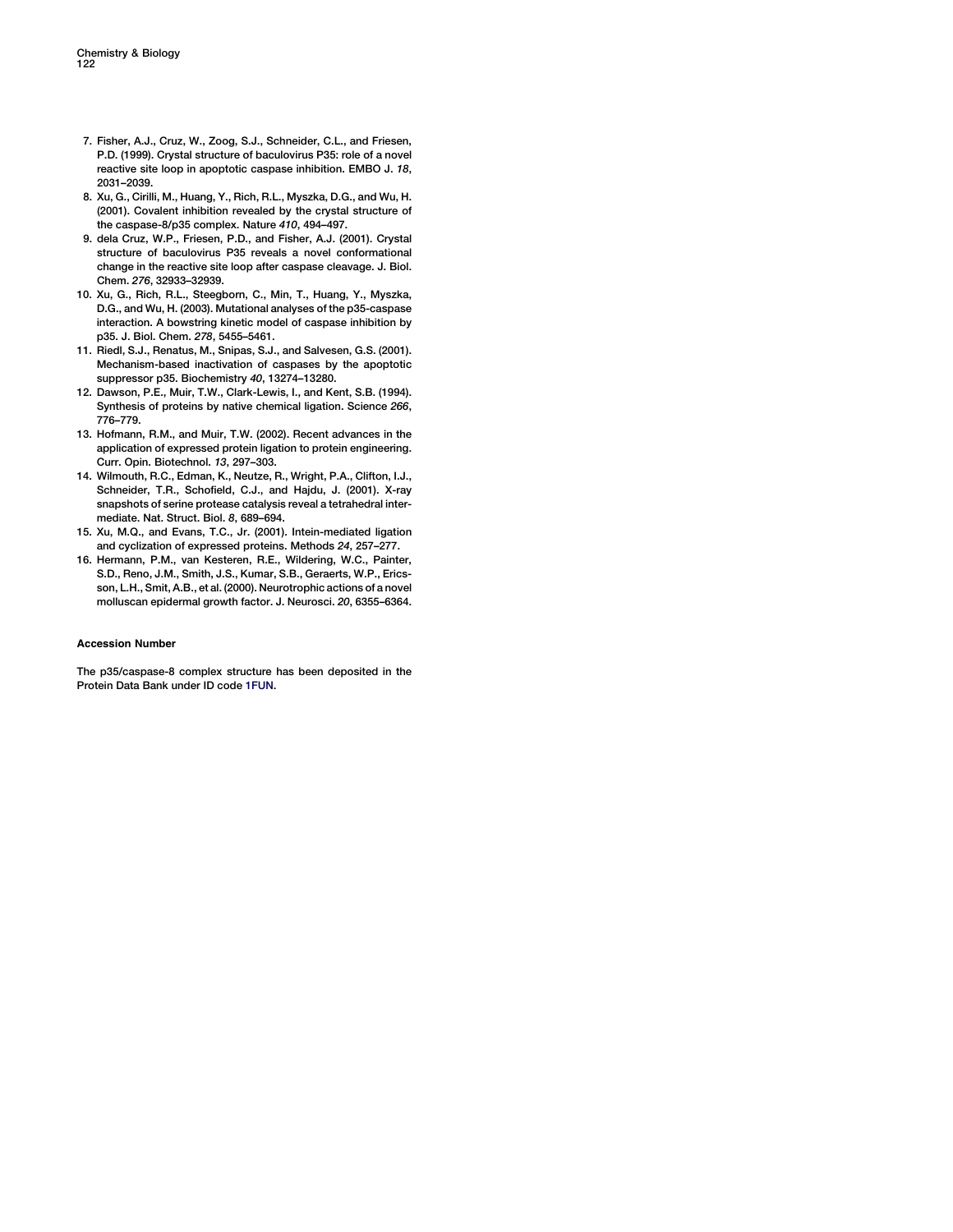7. Fisher, A.J., Cruz, W., Zoog, S.J., Schneider, C.L., and Friesen, P.D. (1999). Crystal structure of baculovirus P35: role of a novel reactive site loop in apoptotic caspase inhibition. EMBO J. *18*, 2031–2039.
8. Xu, G., Cirilli, M., Huang, Y., Rich, R.L., Myszka, D.G., and Wu, H. (2001). Covalent inhibition revealed by the crystal structure of the caspase-8/p35 complex. Nature *410*, 494–497.
9. dela Cruz, W.P., Friesen, P.D., and Fisher, A.J. (2001). Crystal structure of baculovirus P35 reveals a novel conformational change in the reactive site loop after caspase cleavage. J. Biol. Chem. *276*, 32933–32939.
10. Xu, G., Rich, R.L., Steegborn, C., Min, T., Huang, Y., Myszka, D.G., and Wu, H. (2003). Mutational analyses of the p35-caspase interaction. A bowstring kinetic model of caspase inhibition by p35. J. Biol. Chem. *278*, 5455–5461.
11. Riedl, S.J., Renatus, M., Snipas, S.J., and Salvesen, G.S. (2001). Mechanism-based inactivation of caspases by the apoptotic suppressor p35. Biochemistry *40*, 13274–13280.
12. Dawson, P.E., Muir, T.W., Clark-Lewis, I., and Kent, S.B. (1994). Synthesis of proteins by native chemical ligation. Science *266*, 776–779.
13. Hofmann, R.M., and Muir, T.W. (2002). Recent advances in the application of expressed protein ligation to protein engineering. Curr. Opin. Biotechnol. *13*, 297–303.
14. Wilmouth, R.C., Edman, K., Neutze, R., Wright, P.A., Clifton, I.J., Schneider, T.R., Schofield, C.J., and Hajdu, J. (2001). X-ray snapshots of serine protease catalysis reveal a tetrahedral intermediate. Nat. Struct. Biol. *8*, 689–694.
15. Xu, M.Q., and Evans, T.C., Jr. (2001). Intein-mediated ligation and cyclization of expressed proteins. Methods *24*, 257–277.
16. Hermann, P.M., van Kesteren, R.E., Wildering, W.C., Painter, S.D., Reno, J.M., Smith, J.S., Kumar, S.B., Geraerts, W.P., Ericsson, L.H., Smit, A.B., et al. (2000). Neurotrophic actions of a novel molluscan epidermal growth factor. J. Neurosci. *20*, 6355–6364.

## Accession Number

The p35/caspase-8 complex structure has been deposited in the Protein Data Bank under ID code 1FUN.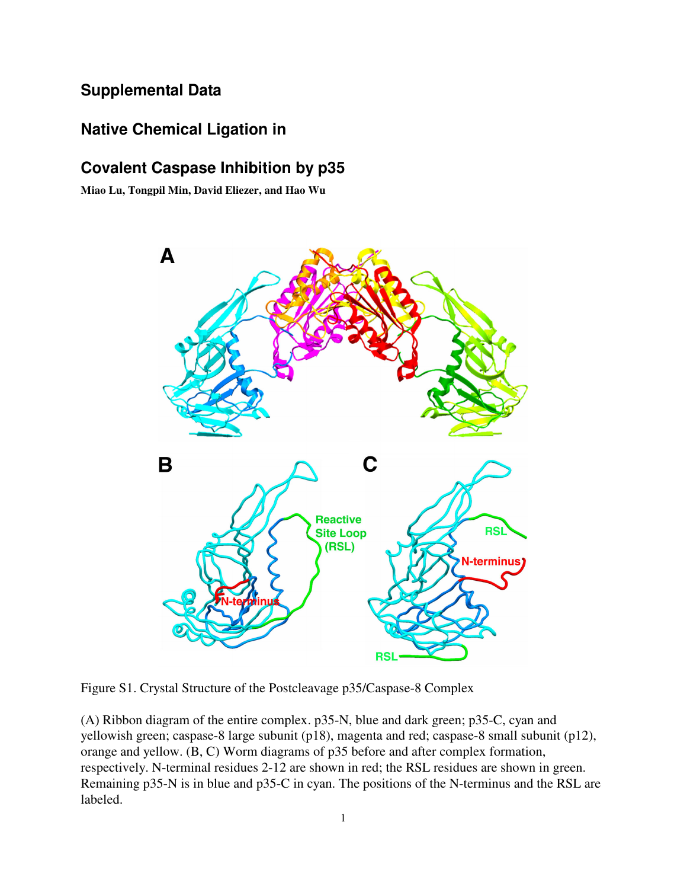## Supplemental Data

## Native Chemical Ligation in

## Covalent Caspase Inhibition by p35

**Miao Lu, Tongpil Min, David Eliezer, and Hao Wu**

A

B

Reactive Site Loop (RSL)

N-terminus

C

RSL

N-terminus

RSL

Figure S1. Crystal Structure of the Postcleavage p35/Caspase-8 Complex

(A) Ribbon diagram of the entire complex. p35-N, blue and dark green; p35-C, cyan and yellowish green; caspase-8 large subunit (p18), magenta and red; caspase-8 small subunit (p12), orange and yellow. (B, C) Worm diagrams of p35 before and after complex formation, respectively. N-terminal residues 2-12 are shown in red; the RSL residues are shown in green. Remaining p35-N is in blue and p35-C in cyan. The positions of the N-terminus and the RSL are labeled.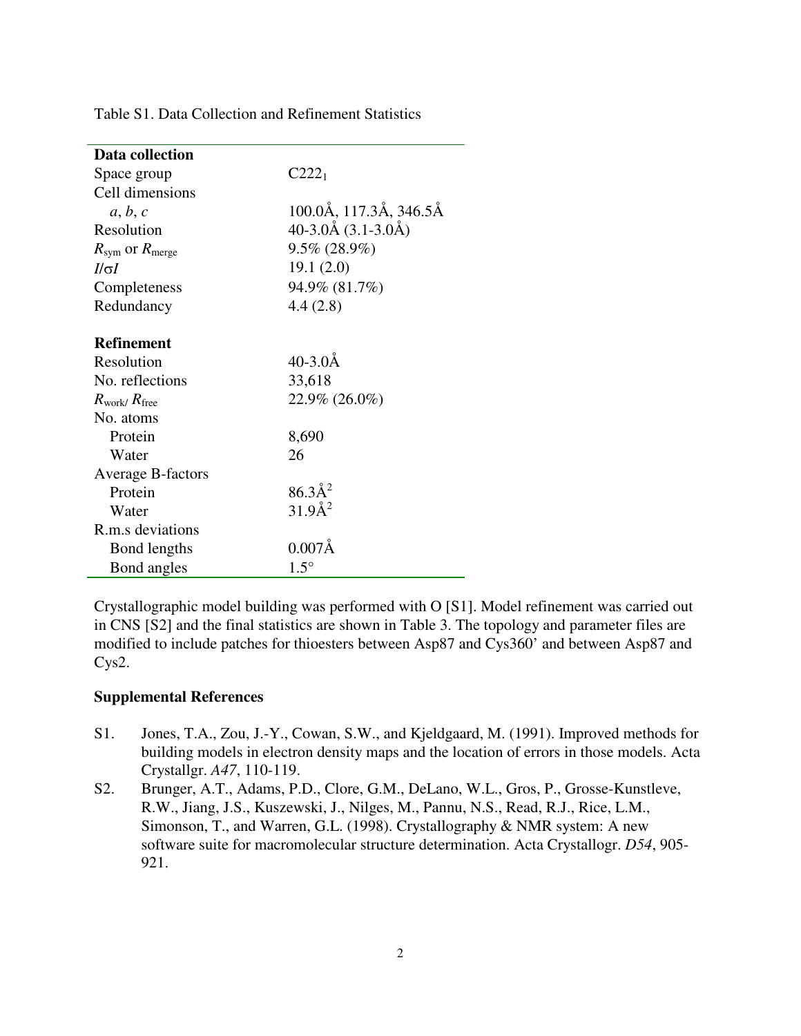Table S1. Data Collection and Refinement Statistics

| | |
|---|---|
| **Data collection** | |
| Space group | $C222_1$ |
| Cell dimensions | |
| *a*, *b*, *c* | 100.0Å, 117.3Å, 346.5Å |
| Resolution | 40-3.0Å (3.1-3.0Å) |
| $R_{sym}$ or $R_{merge}$ | 9.5% (28.9%) |
| $I/\sigma I$ | 19.1 (2.0) |
| Completeness | 94.9% (81.7%) |
| Redundancy | 4.4 (2.8) |
| | |
| **Refinement** | |
| Resolution | 40-3.0Å |
| No. reflections | 33,618 |
| $R_{work/}$ $R_{free}$ | 22.9% (26.0%) |
| No. atoms | |
| Protein | 8,690 |
| Water | 26 |
| Average B-factors | |
| Protein | 86.3Å$^2$ |
| Water | 31.9Å$^2$ |
| R.m.s deviations | |
| Bond lengths | 0.007Å |
| Bond angles | 1.5° |

Crystallographic model building was performed with O [S1]. Model refinement was carried out in CNS [S2] and the final statistics are shown in Table 3. The topology and parameter files are modified to include patches for thioesters between Asp87 and Cys360' and between Asp87 and Cys2.

## Supplemental References

S1. Jones, T.A., Zou, J.-Y., Cowan, S.W., and Kjeldgaard, M. (1991). Improved methods for building models in electron density maps and the location of errors in those models. Acta Crystallgr. *A47*, 110-119.

S2. Brunger, A.T., Adams, P.D., Clore, G.M., DeLano, W.L., Gros, P., Grosse-Kunstleve, R.W., Jiang, J.S., Kuszewski, J., Nilges, M., Pannu, N.S., Read, R.J., Rice, L.M., Simonson, T., and Warren, G.L. (1998). Crystallography & NMR system: A new software suite for macromolecular structure determination. Acta Crystallogr. *D54*, 905-921.